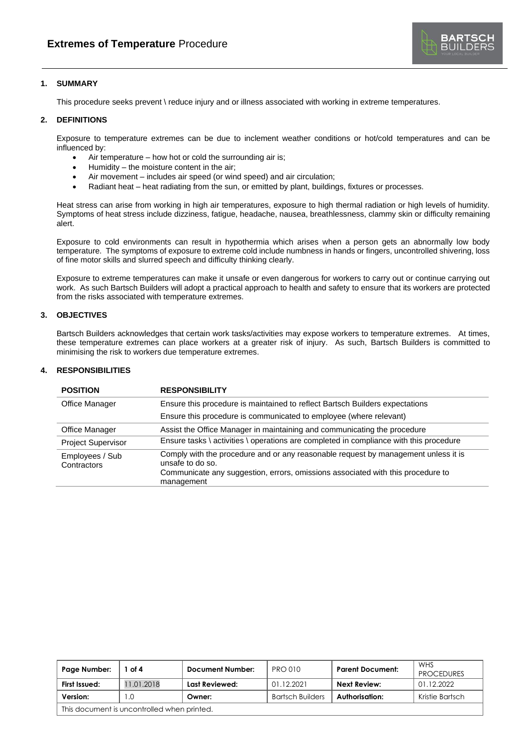# **Extremes of Temperature** Procedure

## 1. SUMMARY

This procedure seeks prevent \ reduce injury and or illness associated with working in extreme temperatures.

## 2. DEFINITIONS

Exposure to temperature extremes can be due to inclement weather conditions or hot/cold temperatures and can be influenced by:

- Air temperature – how hot or cold the surrounding air is;
- Humidity – the moisture content in the air;
- Air movement – includes air speed (or wind speed) and air circulation;
- Radiant heat – heat radiating from the sun, or emitted by plant, buildings, fixtures or processes.

Heat stress can arise from working in high air temperatures, exposure to high thermal radiation or high levels of humidity. Symptoms of heat stress include dizziness, fatigue, headache, nausea, breathlessness, clammy skin or difficulty remaining alert.

Exposure to cold environments can result in hypothermia which arises when a person gets an abnormally low body temperature. The symptoms of exposure to extreme cold include numbness in hands or fingers, uncontrolled shivering, loss of fine motor skills and slurred speech and difficulty thinking clearly.

Exposure to extreme temperatures can make it unsafe or even dangerous for workers to carry out or continue carrying out work. As such Bartsch Builders will adopt a practical approach to health and safety to ensure that its workers are protected from the risks associated with temperature extremes.

## 3. OBJECTIVES

Bartsch Builders acknowledges that certain work tasks/activities may expose workers to temperature extremes. At times, these temperature extremes can place workers at a greater risk of injury. As such, Bartsch Builders is committed to minimising the risk to workers due temperature extremes.

## 4. RESPONSIBILITIES

| POSITION | RESPONSIBILITY |
|---|---|
| Office Manager | Ensure this procedure is maintained to reflect Bartsch Builders expectations<br>Ensure this procedure is communicated to employee (where relevant) |
| Office Manager | Assist the Office Manager in maintaining and communicating the procedure |
| Project Supervisor | Ensure tasks \ activities \ operations are completed in compliance with this procedure |
| Employees / Sub Contractors | Comply with the procedure and or any reasonable request by management unless it is unsafe to do so.<br>Communicate any suggestion, errors, omissions associated with this procedure to management |

| Page Number: | 1 of 4 | Document Number: | PRO 010 | Parent Document: | WHS PROCEDURES |
|---|---|---|---|---|---|
| First Issued: | 11.01.2018 | Last Reviewed: | 01.12.2021 | Next Review: | 01.12.2022 |
| Version: | 1.0 | Owner: | Bartsch Builders | Authorisation: | Kristie Bartsch |

This document is uncontrolled when printed.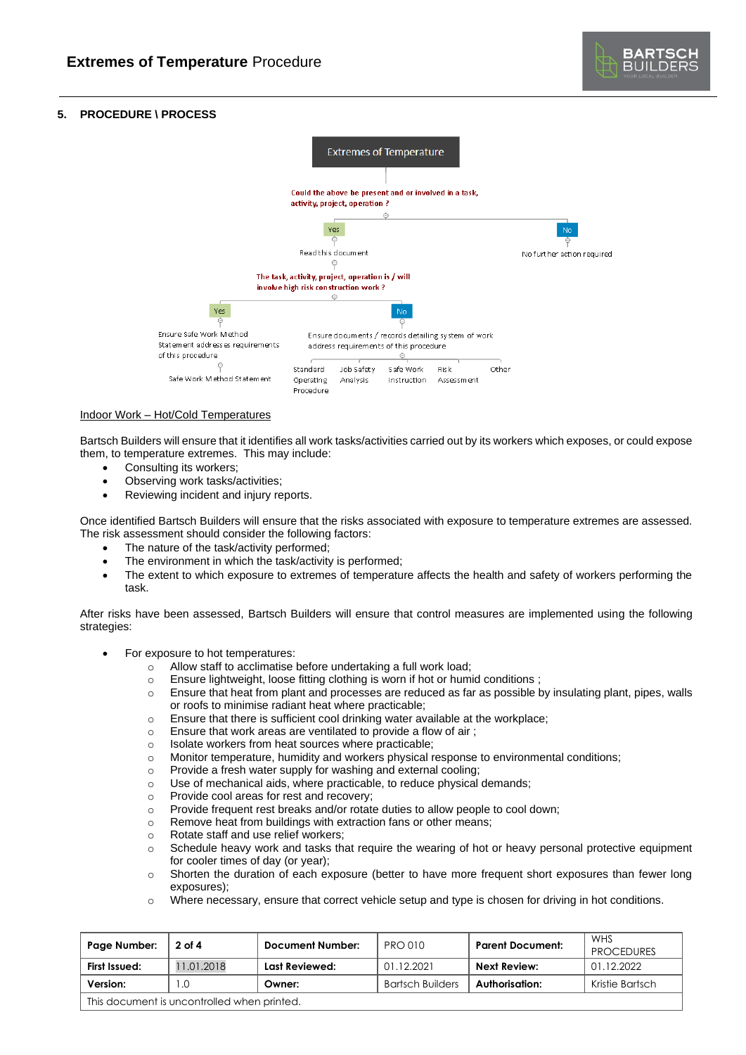**5. PROCEDURE \ PROCESS**

Extremes of Temperature

Could the above be present and or involved in a task, activity, project, operation ?

- **Yes** – Read this document
- **No** – No further action required

The task, activity, project, operation is / will involve high risk construction work ?

- **Yes** – Ensure Safe Work Method Statement addresses requirements of this procedure
  - Safe Work Method Statement
- **No** – Ensure documents / records detailing system of work address requirements of this procedure
  - Standard Operating Procedure
  - Job Safety Analysis
  - Safe Work Instruction
  - Risk Assessment
  - Other

<u>Indoor Work – Hot/Cold Temperatures</u>

Bartsch Builders will ensure that it identifies all work tasks/activities carried out by its workers which exposes, or could expose them, to temperature extremes. This may include:

- Consulting its workers;
- Observing work tasks/activities;
- Reviewing incident and injury reports.

Once identified Bartsch Builders will ensure that the risks associated with exposure to temperature extremes are assessed. The risk assessment should consider the following factors:

- The nature of the task/activity performed;
- The environment in which the task/activity is performed;
- The extent to which exposure to extremes of temperature affects the health and safety of workers performing the task.

After risks have been assessed, Bartsch Builders will ensure that control measures are implemented using the following strategies:

- For exposure to hot temperatures:
  - Allow staff to acclimatise before undertaking a full work load;
  - Ensure lightweight, loose fitting clothing is worn if hot or humid conditions ;
  - Ensure that heat from plant and processes are reduced as far as possible by insulating plant, pipes, walls or roofs to minimise radiant heat where practicable;
  - Ensure that there is sufficient cool drinking water available at the workplace;
  - Ensure that work areas are ventilated to provide a flow of air ;
  - Isolate workers from heat sources where practicable;
  - Monitor temperature, humidity and workers physical response to environmental conditions;
  - Provide a fresh water supply for washing and external cooling;
  - Use of mechanical aids, where practicable, to reduce physical demands;
  - Provide cool areas for rest and recovery;
  - Provide frequent rest breaks and/or rotate duties to allow people to cool down;
  - Remove heat from buildings with extraction fans or other means;
  - Rotate staff and use relief workers;
  - Schedule heavy work and tasks that require the wearing of hot or heavy personal protective equipment for cooler times of day (or year);
  - Shorten the duration of each exposure (better to have more frequent short exposures than fewer long exposures);
  - Where necessary, ensure that correct vehicle setup and type is chosen for driving in hot conditions.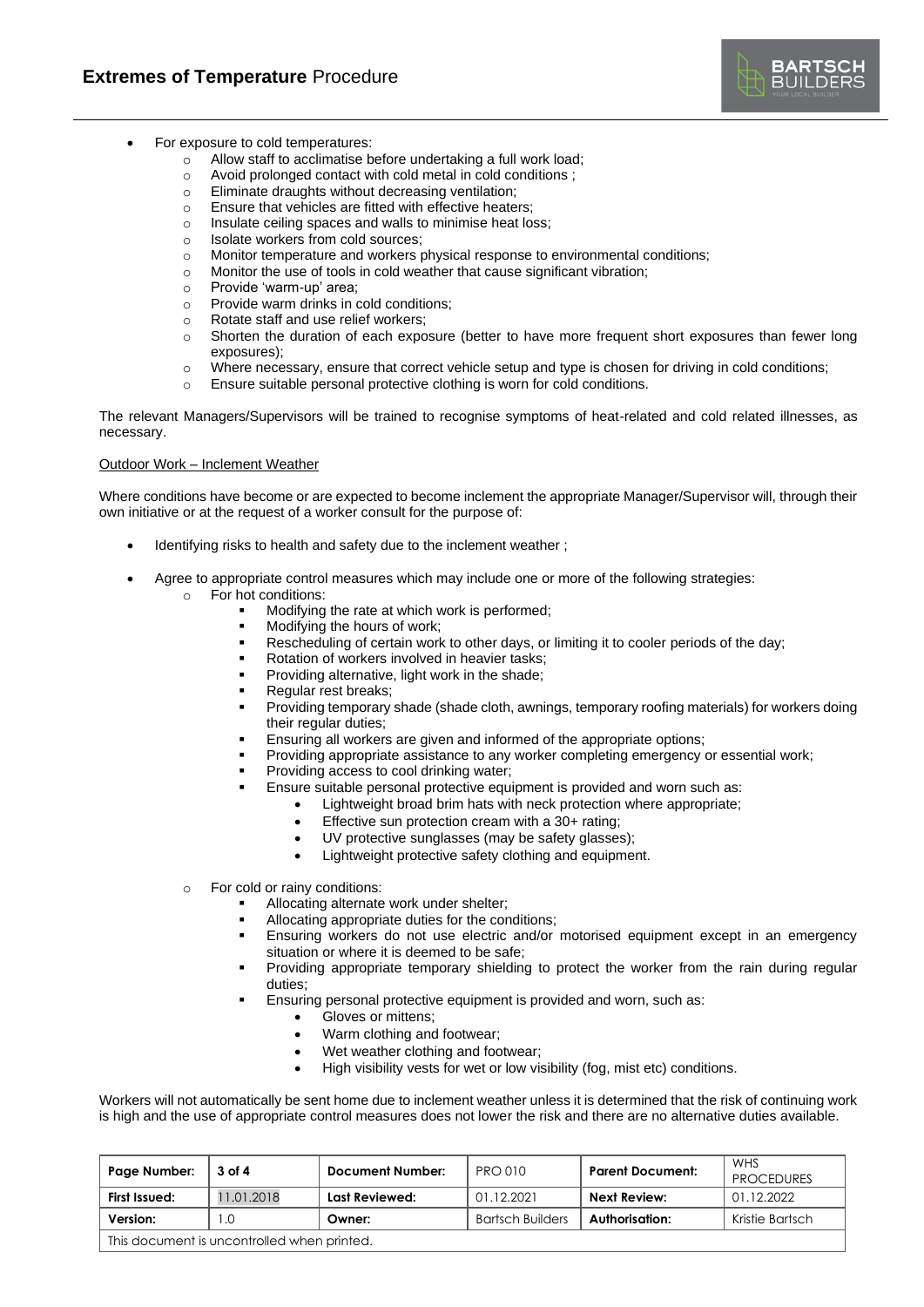- For exposure to cold temperatures:
  - Allow staff to acclimatise before undertaking a full work load;
  - Avoid prolonged contact with cold metal in cold conditions ;
  - Eliminate draughts without decreasing ventilation;
  - Ensure that vehicles are fitted with effective heaters;
  - Insulate ceiling spaces and walls to minimise heat loss;
  - Isolate workers from cold sources;
  - Monitor temperature and workers physical response to environmental conditions;
  - Monitor the use of tools in cold weather that cause significant vibration;
  - Provide 'warm-up' area;
  - Provide warm drinks in cold conditions;
  - Rotate staff and use relief workers;
  - Shorten the duration of each exposure (better to have more frequent short exposures than fewer long exposures);
  - Where necessary, ensure that correct vehicle setup and type is chosen for driving in cold conditions;
  - Ensure suitable personal protective clothing is worn for cold conditions.

The relevant Managers/Supervisors will be trained to recognise symptoms of heat-related and cold related illnesses, as necessary.

<u>Outdoor Work – Inclement Weather</u>

Where conditions have become or are expected to become inclement the appropriate Manager/Supervisor will, through their own initiative or at the request of a worker consult for the purpose of:

- Identifying risks to health and safety due to the inclement weather ;

- Agree to appropriate control measures which may include one or more of the following strategies:
  - For hot conditions:
    - Modifying the rate at which work is performed;
    - Modifying the hours of work;
    - Rescheduling of certain work to other days, or limiting it to cooler periods of the day;
    - Rotation of workers involved in heavier tasks;
    - Providing alternative, light work in the shade;
    - Regular rest breaks;
    - Providing temporary shade (shade cloth, awnings, temporary roofing materials) for workers doing their regular duties;
    - Ensuring all workers are given and informed of the appropriate options;
    - Providing appropriate assistance to any worker completing emergency or essential work;
    - Providing access to cool drinking water;
    - Ensure suitable personal protective equipment is provided and worn such as:
      - Lightweight broad brim hats with neck protection where appropriate;
      - Effective sun protection cream with a 30+ rating;
      - UV protective sunglasses (may be safety glasses);
      - Lightweight protective safety clothing and equipment.

  - For cold or rainy conditions:
    - Allocating alternate work under shelter;
    - Allocating appropriate duties for the conditions;
    - Ensuring workers do not use electric and/or motorised equipment except in an emergency situation or where it is deemed to be safe;
    - Providing appropriate temporary shielding to protect the worker from the rain during regular duties;
    - Ensuring personal protective equipment is provided and worn, such as:
      - Gloves or mittens;
      - Warm clothing and footwear;
      - Wet weather clothing and footwear;
      - High visibility vests for wet or low visibility (fog, mist etc) conditions.

Workers will not automatically be sent home due to inclement weather unless it is determined that the risk of continuing work is high and the use of appropriate control measures does not lower the risk and there are no alternative duties available.

| Page Number: | 3 of 4 | Document Number: | PRO 010 | Parent Document: | WHS PROCEDURES |
|---|---|---|---|---|---|
| First Issued: | 11.01.2018 | Last Reviewed: | 01.12.2021 | Next Review: | 01.12.2022 |
| Version: | 1.0 | Owner: | Bartsch Builders | Authorisation: | Kristie Bartsch |
| This document is uncontrolled when printed. | | | | | |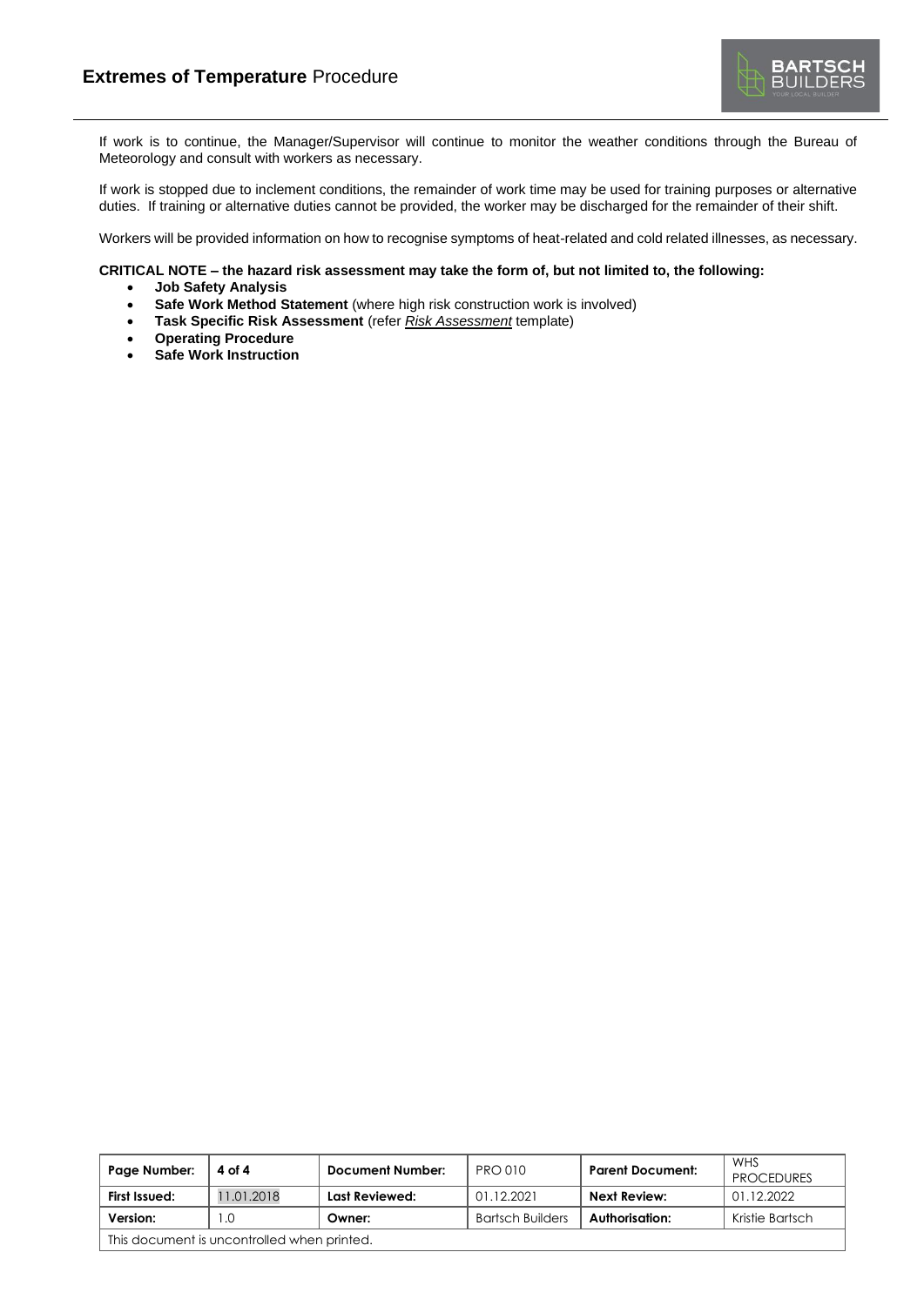If work is to continue, the Manager/Supervisor will continue to monitor the weather conditions through the Bureau of Meteorology and consult with workers as necessary.

If work is stopped due to inclement conditions, the remainder of work time may be used for training purposes or alternative duties. If training or alternative duties cannot be provided, the worker may be discharged for the remainder of their shift.

Workers will be provided information on how to recognise symptoms of heat-related and cold related illnesses, as necessary.

**CRITICAL NOTE – the hazard risk assessment may take the form of, but not limited to, the following:**

- **Job Safety Analysis**
- **Safe Work Method Statement** (where high risk construction work is involved)
- **Task Specific Risk Assessment** (refer *Risk Assessment* template)
- **Operating Procedure**
- **Safe Work Instruction**

| | | | | | |
|---|---|---|---|---|---|
| **Page Number:** | **4 of 4** | **Document Number:** | PRO 010 | **Parent Document:** | WHS PROCEDURES |
| **First Issued:** | 11.01.2018 | **Last Reviewed:** | 01.12.2021 | **Next Review:** | 01.12.2022 |
| **Version:** | 1.0 | **Owner:** | Bartsch Builders | **Authorisation:** | Kristie Bartsch |
| This document is uncontrolled when printed. | | | | | |